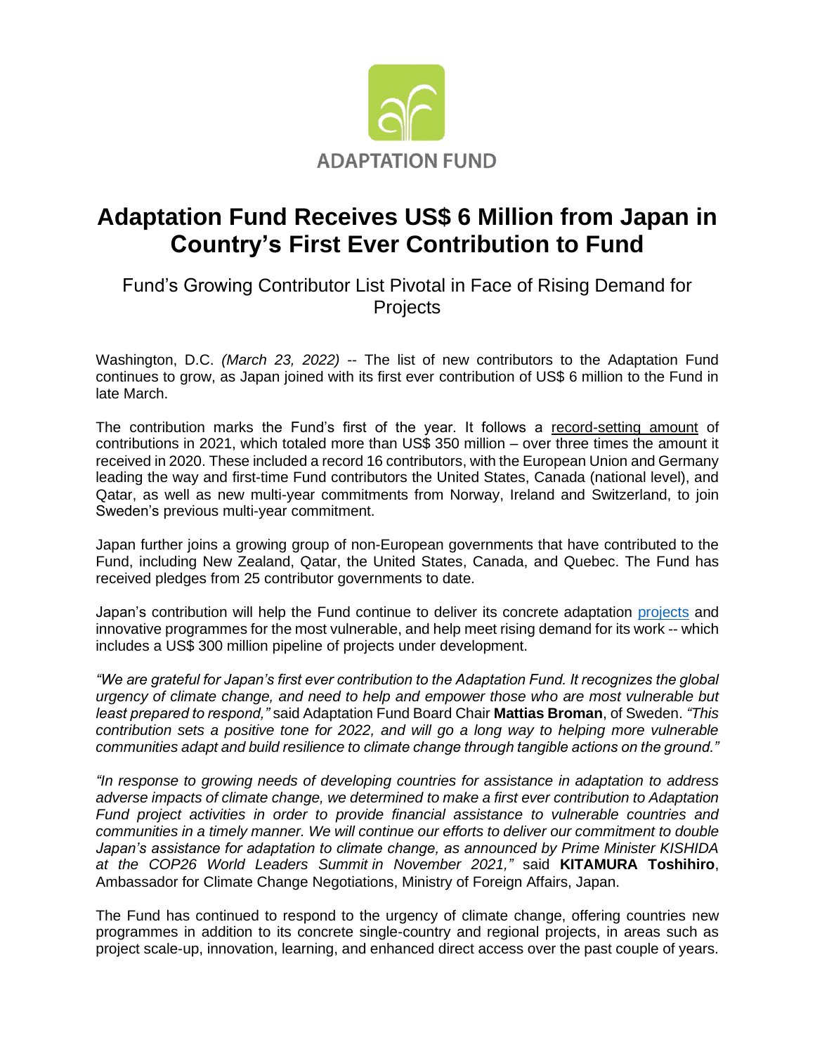ADAPTATION FUND

# Adaptation Fund Receives US$ 6 Million from Japan in Country's First Ever Contribution to Fund

## Fund's Growing Contributor List Pivotal in Face of Rising Demand for Projects

Washington, D.C. *(March 23, 2022)* -- The list of new contributors to the Adaptation Fund continues to grow, as Japan joined with its first ever contribution of US$ 6 million to the Fund in late March.

The contribution marks the Fund's first of the year. It follows a record-setting amount of contributions in 2021, which totaled more than US$ 350 million – over three times the amount it received in 2020. These included a record 16 contributors, with the European Union and Germany leading the way and first-time Fund contributors the United States, Canada (national level), and Qatar, as well as new multi-year commitments from Norway, Ireland and Switzerland, to join Sweden's previous multi-year commitment.

Japan further joins a growing group of non-European governments that have contributed to the Fund, including New Zealand, Qatar, the United States, Canada, and Quebec. The Fund has received pledges from 25 contributor governments to date.

Japan's contribution will help the Fund continue to deliver its concrete adaptation projects and innovative programmes for the most vulnerable, and help meet rising demand for its work -- which includes a US$ 300 million pipeline of projects under development.

*"We are grateful for Japan's first ever contribution to the Adaptation Fund. It recognizes the global urgency of climate change, and need to help and empower those who are most vulnerable but least prepared to respond,"* said Adaptation Fund Board Chair **Mattias Broman**, of Sweden. *"This contribution sets a positive tone for 2022, and will go a long way to helping more vulnerable communities adapt and build resilience to climate change through tangible actions on the ground."*

*"In response to growing needs of developing countries for assistance in adaptation to address adverse impacts of climate change, we determined to make a first ever contribution to Adaptation Fund project activities in order to provide financial assistance to vulnerable countries and communities in a timely manner. We will continue our efforts to deliver our commitment to double Japan's assistance for adaptation to climate change, as announced by Prime Minister KISHIDA at the COP26 World Leaders Summit in November 2021,"* said **KITAMURA Toshihiro**, Ambassador for Climate Change Negotiations, Ministry of Foreign Affairs, Japan.

The Fund has continued to respond to the urgency of climate change, offering countries new programmes in addition to its concrete single-country and regional projects, in areas such as project scale-up, innovation, learning, and enhanced direct access over the past couple of years.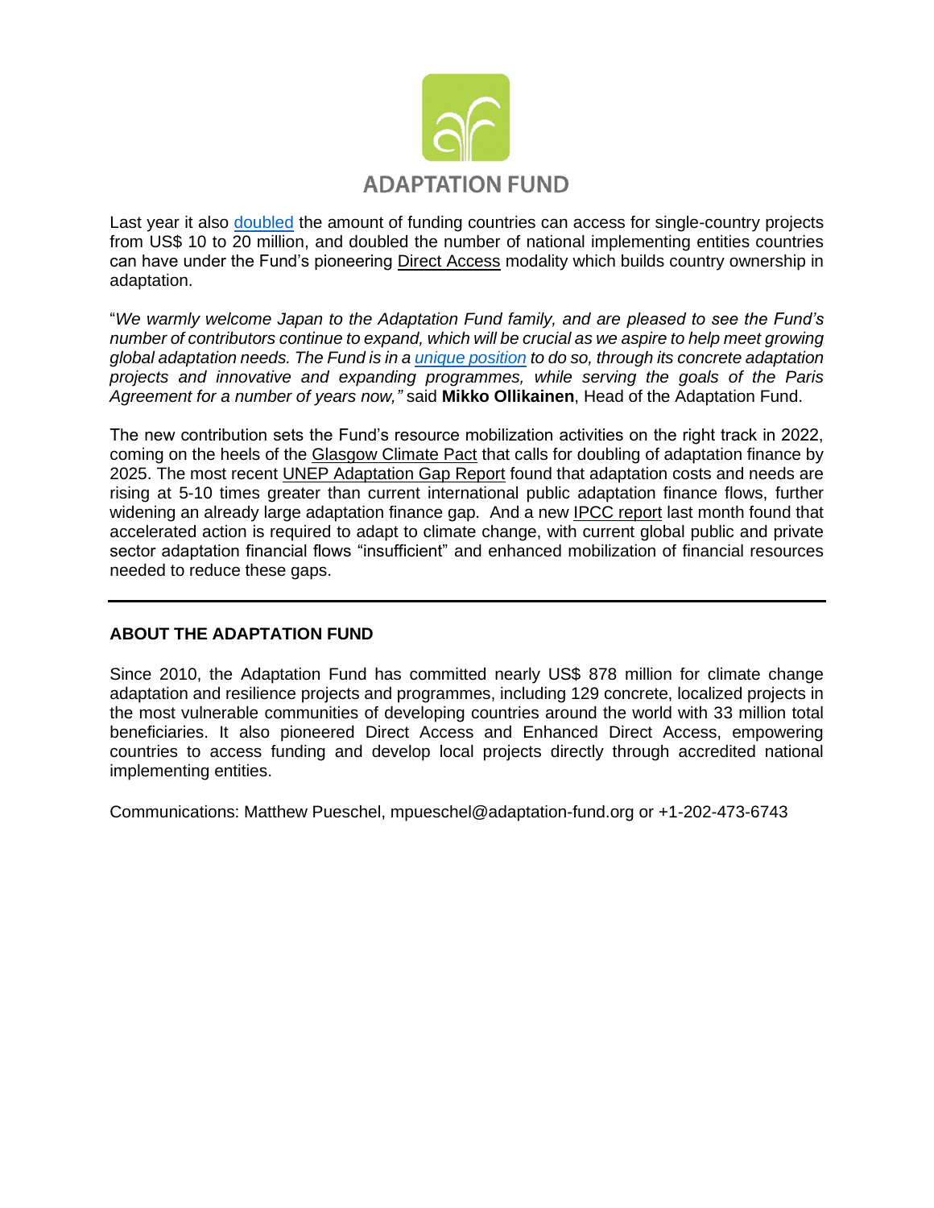Last year it also doubled the amount of funding countries can access for single-country projects from US$ 10 to 20 million, and doubled the number of national implementing entities countries can have under the Fund's pioneering Direct Access modality which builds country ownership in adaptation.

"*We warmly welcome Japan to the Adaptation Fund family, and are pleased to see the Fund's number of contributors continue to expand, which will be crucial as we aspire to help meet growing global adaptation needs. The Fund is in a unique position to do so, through its concrete adaptation projects and innovative and expanding programmes, while serving the goals of the Paris Agreement for a number of years now,"* said **Mikko Ollikainen**, Head of the Adaptation Fund.

The new contribution sets the Fund's resource mobilization activities on the right track in 2022, coming on the heels of the Glasgow Climate Pact that calls for doubling of adaptation finance by 2025. The most recent UNEP Adaptation Gap Report found that adaptation costs and needs are rising at 5-10 times greater than current international public adaptation finance flows, further widening an already large adaptation finance gap. And a new IPCC report last month found that accelerated action is required to adapt to climate change, with current global public and private sector adaptation financial flows "insufficient" and enhanced mobilization of financial resources needed to reduce these gaps.

---

## ABOUT THE ADAPTATION FUND

Since 2010, the Adaptation Fund has committed nearly US$ 878 million for climate change adaptation and resilience projects and programmes, including 129 concrete, localized projects in the most vulnerable communities of developing countries around the world with 33 million total beneficiaries. It also pioneered Direct Access and Enhanced Direct Access, empowering countries to access funding and develop local projects directly through accredited national implementing entities.

Communications: Matthew Pueschel, mpueschel@adaptation-fund.org or +1-202-473-6743